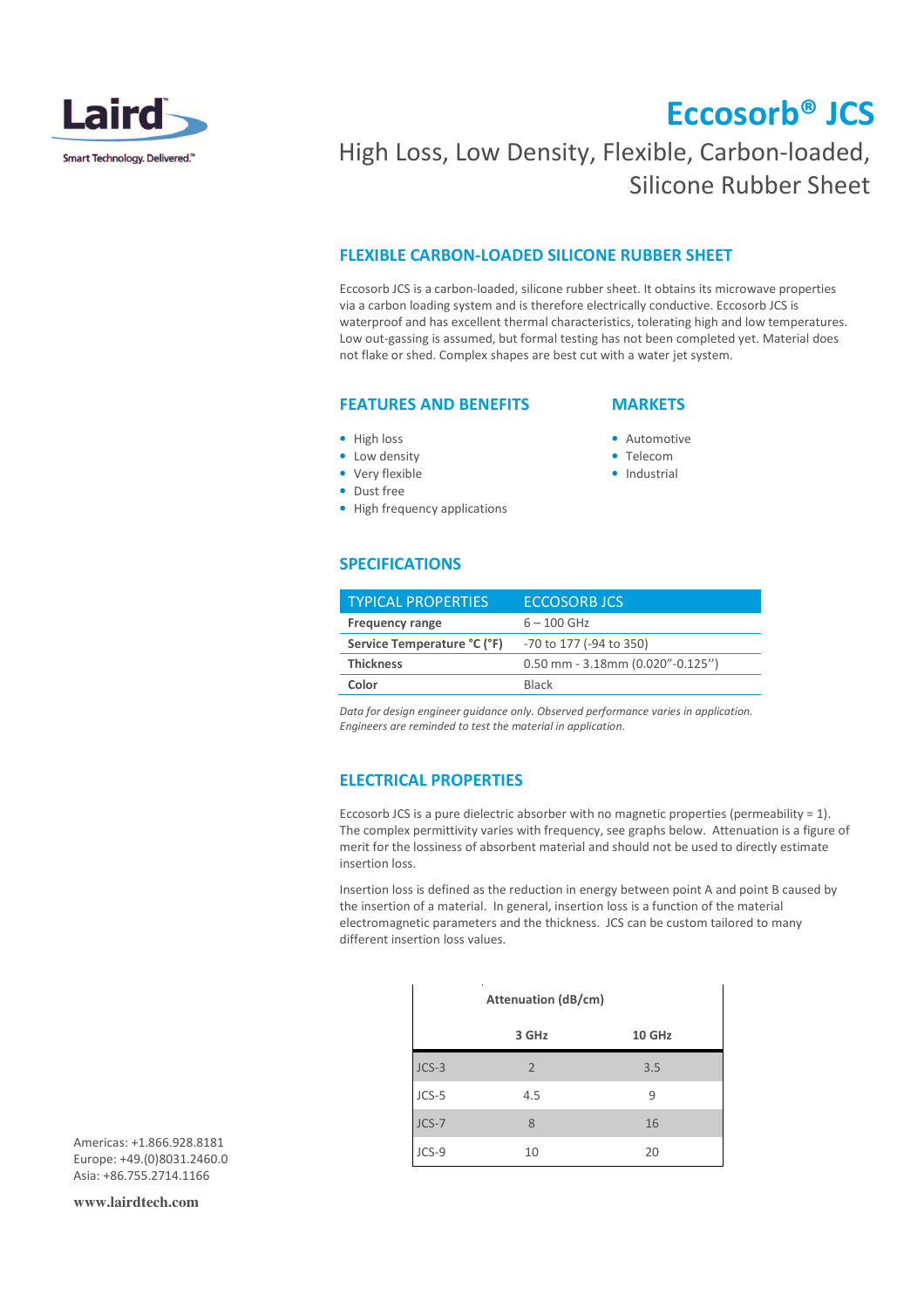Laird

Smart Technology. Delivered.™

# Eccosorb® JCS

High Loss, Low Density, Flexible, Carbon-loaded, Silicone Rubber Sheet

## FLEXIBLE CARBON-LOADED SILICONE RUBBER SHEET

Eccosorb JCS is a carbon-loaded, silicone rubber sheet. It obtains its microwave properties via a carbon loading system and is therefore electrically conductive. Eccosorb JCS is waterproof and has excellent thermal characteristics, tolerating high and low temperatures. Low out-gassing is assumed, but formal testing has not been completed yet. Material does not flake or shed. Complex shapes are best cut with a water jet system.

## FEATURES AND BENEFITS

- High loss
- Low density
- Very flexible
- Dust free
- High frequency applications

## MARKETS

- Automotive
- Telecom
- Industrial

## SPECIFICATIONS

| TYPICAL PROPERTIES | ECCOSORB JCS |
|---|---|
| **Frequency range** | 6 – 100 GHz |
| **Service Temperature °C (°F)** | -70 to 177 (-94 to 350) |
| **Thickness** | 0.50 mm - 3.18mm (0.020”-0.125”) |
| **Color** | Black |

*Data for design engineer guidance only. Observed performance varies in application. Engineers are reminded to test the material in application.*

## ELECTRICAL PROPERTIES

Eccosorb JCS is a pure dielectric absorber with no magnetic properties (permeability = 1). The complex permittivity varies with frequency, see graphs below. Attenuation is a figure of merit for the lossiness of absorbent material and should not be used to directly estimate insertion loss.

Insertion loss is defined as the reduction in energy between point A and point B caused by the insertion of a material. In general, insertion loss is a function of the material electromagnetic parameters and the thickness. JCS can be custom tailored to many different insertion loss values.

| | Attenuation (dB/cm) | |
|---|---|---|
| | **3 GHz** | **10 GHz** |
| JCS-3 | 2 | 3.5 |
| JCS-5 | 4.5 | 9 |
| JCS-7 | 8 | 16 |
| JCS-9 | 10 | 20 |

Americas: +1.866.928.8181
Europe: +49.(0)8031.2460.0
Asia: +86.755.2714.1166

**www.lairdtech.com**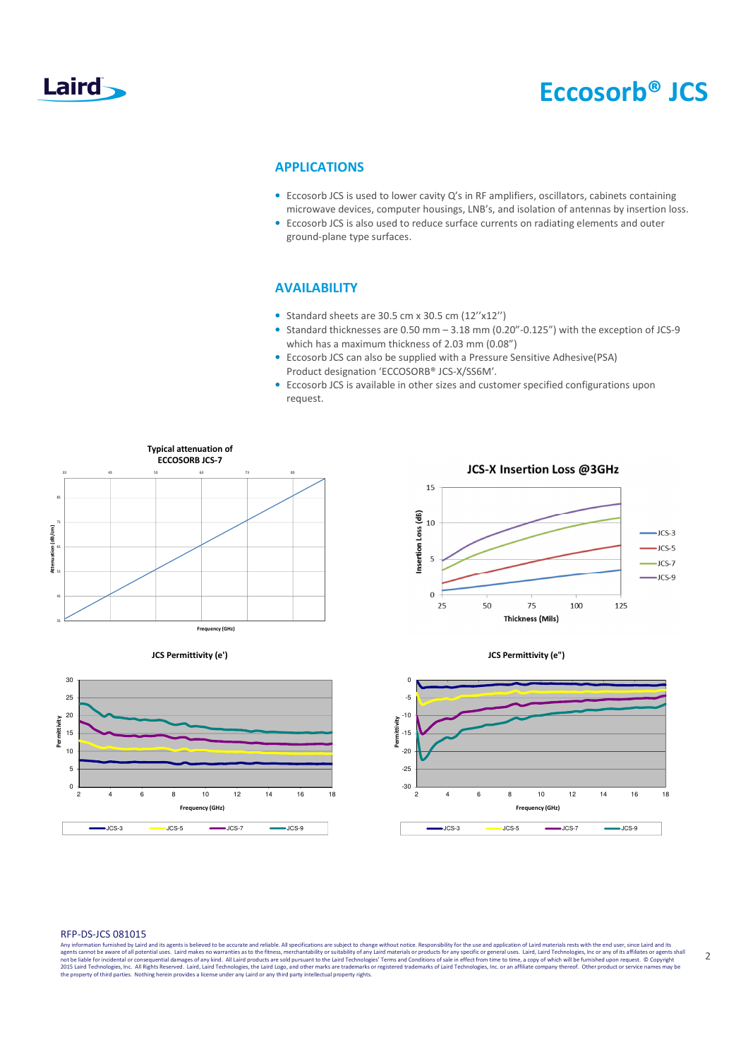# Eccosorb® JCS

## APPLICATIONS

- Eccosorb JCS is used to lower cavity Q's in RF amplifiers, oscillators, cabinets containing microwave devices, computer housings, LNB's, and isolation of antennas by insertion loss.
- Eccosorb JCS is also used to reduce surface currents on radiating elements and outer ground-plane type surfaces.

## AVAILABILITY

- Standard sheets are 30.5 cm x 30.5 cm (12''x12'')
- Standard thicknesses are 0.50 mm – 3.18 mm (0.20"-0.125") with the exception of JCS-9 which has a maximum thickness of 2.03 mm (0.08")
- Eccosorb JCS can also be supplied with a Pressure Sensitive Adhesive(PSA) Product designation 'ECCOSORB® JCS-X/SS6M'.
- Eccosorb JCS is available in other sizes and customer specified configurations upon request.

**Typical attenuation of ECCOSORB JCS-7**

33 43 53 63 73 83

Attenuation (dB/cm)

31 41 51 61 71 81

Frequency (GHz)

**JCS-X Insertion Loss @3GHz**

Insertion Loss (dB)

0 5 10 15

25 50 75 100 125

Thickness (Mils)

JCS-3 JCS-5 JCS-7 JCS-9

**JCS Permittivity (e')**

Permittivity

0 5 10 15 20 25 30

2 4 6 8 10 12 14 16 18

Frequency (GHz)

JCS-3 JCS-5 JCS-7 JCS-9

**JCS Permittivity (e")**

Permittivity

0 -5 -10 -15 -20 -25 -30

2 4 6 8 10 12 14 16 18

Frequency (GHz)

JCS-3 JCS-5 JCS-7 JCS-9

RFP-DS-JCS 081015

Any information furnished by Laird and its agents is believed to be accurate and reliable. All specifications are subject to change without notice. Responsibility for the use and application of Laird materials rests with the end user, since Laird and its agents cannot be aware of all potential uses. Laird makes no warranties as to the fitness, merchantability or suitability of any Laird materials or products for any specific or general uses. Laird, Laird Technologies, Inc or any of its affiliates or agents shall not be liable for incidental or consequential damages of any kind. All Laird products are sold pursuant to the Laird Technologies' Terms and Conditions of sale in effect from time to time, a copy of which will be furnished upon request. © Copyright 2015 Laird Technologies, Inc. All Rights Reserved. Laird, Laird Technologies, the Laird Logo, and other marks are trademarks or registered trademarks of Laird Technologies, Inc. or an affiliate company thereof. Other product or service names may be the property of third parties. Nothing herein provides a license under any Laird or any third party intellectual property rights.